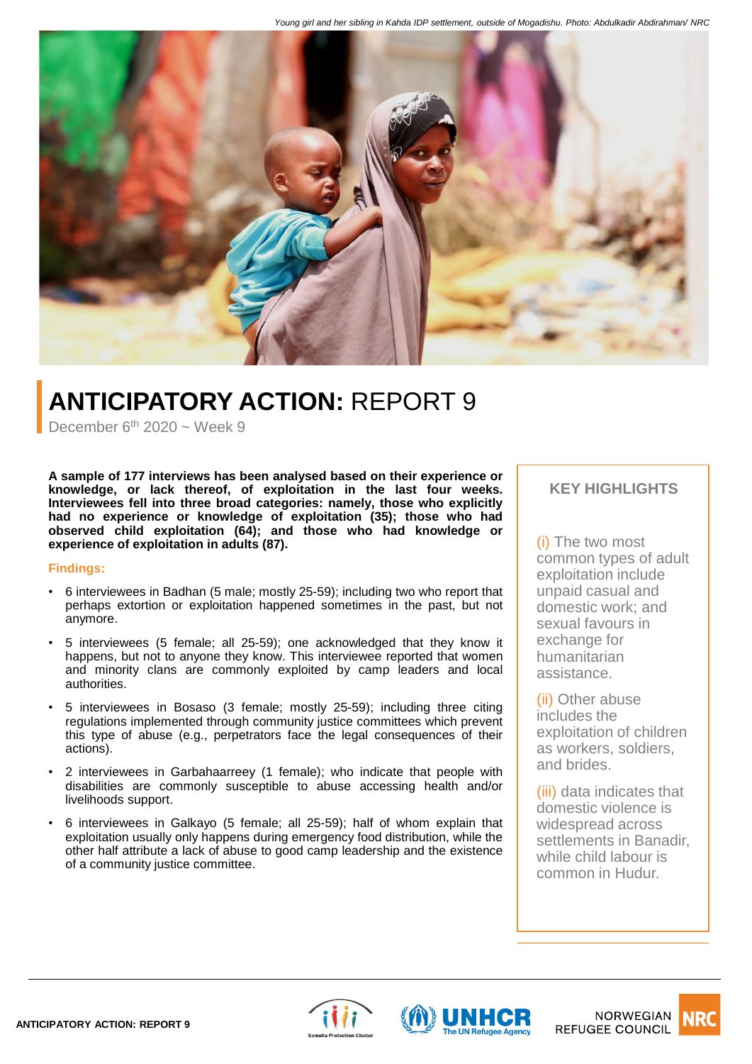*Young girl and her sibling in Kahda IDP settlement, outside of Mogadishu. Photo: Abdulkadir Abdirahman/ NRC*

# ANTICIPATORY ACTION: REPORT 9

December 6th 2020 ~ Week 9

**A sample of 177 interviews has been analysed based on their experience or knowledge, or lack thereof, of exploitation in the last four weeks. Interviewees fell into three broad categories: namely, those who explicitly had no experience or knowledge of exploitation (35); those who had observed child exploitation (64); and those who had knowledge or experience of exploitation in adults (87).**

### Findings:

- 6 interviewees in Badhan (5 male; mostly 25-59); including two who report that perhaps extortion or exploitation happened sometimes in the past, but not anymore.
- 5 interviewees (5 female; all 25-59); one acknowledged that they know it happens, but not to anyone they know. This interviewee reported that women and minority clans are commonly exploited by camp leaders and local authorities.
- 5 interviewees in Bosaso (3 female; mostly 25-59); including three citing regulations implemented through community justice committees which prevent this type of abuse (e.g., perpetrators face the legal consequences of their actions).
- 2 interviewees in Garbahaarreey (1 female); who indicate that people with disabilities are commonly susceptible to abuse accessing health and/or livelihoods support.
- 6 interviewees in Galkayo (5 female; all 25-59); half of whom explain that exploitation usually only happens during emergency food distribution, while the other half attribute a lack of abuse to good camp leadership and the existence of a community justice committee.

### KEY HIGHLIGHTS

(i) The two most common types of adult exploitation include unpaid casual and domestic work; and sexual favours in exchange for humanitarian assistance.

(ii) Other abuse includes the exploitation of children as workers, soldiers, and brides.

(iii) data indicates that domestic violence is widespread across settlements in Banadir, while child labour is common in Hudur.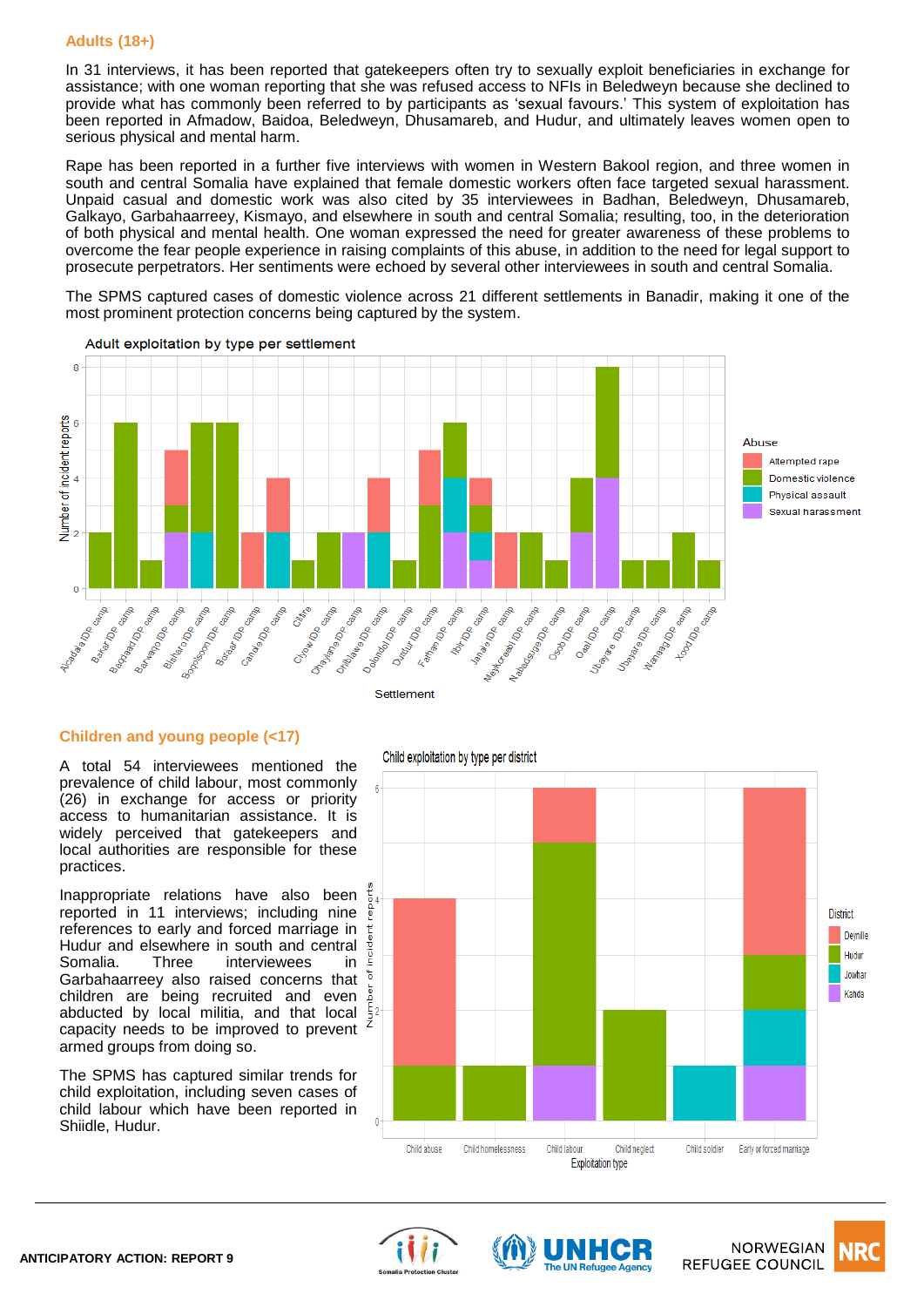### Adults (18+)

In 31 interviews, it has been reported that gatekeepers often try to sexually exploit beneficiaries in exchange for assistance; with one woman reporting that she was refused access to NFIs in Beledweyn because she declined to provide what has commonly been referred to by participants as 'sexual favours.' This system of exploitation has been reported in Afmadow, Baidoa, Beledweyn, Dhusamareb, and Hudur, and ultimately leaves women open to serious physical and mental harm.

Rape has been reported in a further five interviews with women in Western Bakool region, and three women in south and central Somalia have explained that female domestic workers often face targeted sexual harassment. Unpaid casual and domestic work was also cited by 35 interviewees in Badhan, Beledweyn, Dhusamareb, Galkayo, Garbahaarreey, Kismayo, and elsewhere in south and central Somalia; resulting, too, in the deterioration of both physical and mental health. One woman expressed the need for greater awareness of these problems to overcome the fear people experience in raising complaints of this abuse, in addition to the need for legal support to prosecute perpetrators. Her sentiments were echoed by several other interviewees in south and central Somalia.

The SPMS captured cases of domestic violence across 21 different settlements in Banadir, making it one of the most prominent protection concerns being captured by the system.

Adult exploitation by type per settlement

Number of incident reports: 0, 2, 4, 6, 8

Settlement: Alcadala IDP camp, Bakar IDP camp, Baqdaad IDP camp, Barwaqo IDP camp, Bisharo IDP camp, Boyolson IDP camp, Bosaar IDP camp, Canale IDP camp, Ciltire, Ciyow IDP camp, Dhayjana IDP camp, Dhiblawe IDP camp, Dolondol IDP camp, Durdur IDP camp, Fathan IDP camp, Ibir IDP camp, Janale IDP camp, Meykoreaal IDP camp, Nabadsiye IDP camp, Osob IDP camp, Qaal IDP camp, Ubayane IDP camp, Ubayara IDP camp, Wanaag IDP camp, Xood IDP camp

Abuse: Attempted rape, Domestic violence, Physical assault, Sexual harassment

### Children and young people (<17)

A total 54 interviewees mentioned the prevalence of child labour, most commonly (26) in exchange for access or priority access to humanitarian assistance. It is widely perceived that gatekeepers and local authorities are responsible for these practices.

Inappropriate relations have also been reported in 11 interviews; including nine references to early and forced marriage in Hudur and elsewhere in south and central Somalia. Three interviewees in Garbahaarreey also raised concerns that children are being recruited and even abducted by local militia, and that local capacity needs to be improved to prevent armed groups from doing so.

The SPMS has captured similar trends for child exploitation, including seven cases of child labour which have been reported in Shiidle, Hudur.

Child exploitation by type per district

Number of incident reports: 0, 2, 4, 6

Exploitation type: Child abuse, Child homelessness, Child labour, Child neglect, Child soldier, Early or forced marriage

District: Deynile, Hudur, Jowhar, Kahda